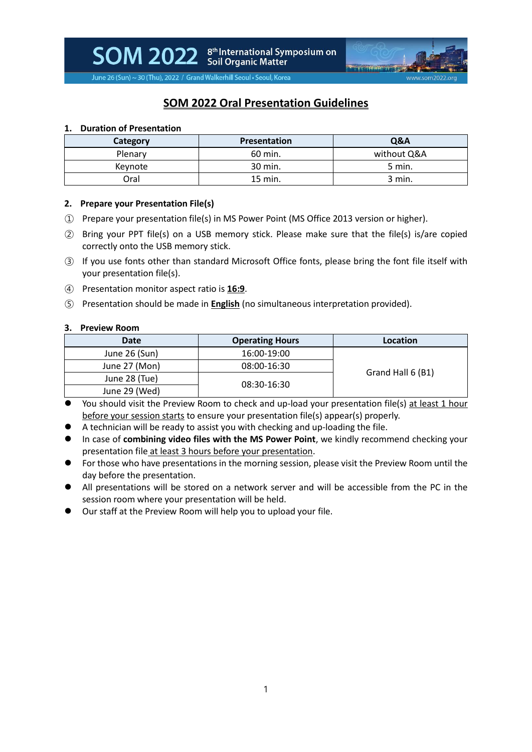SOM 2022 8th International Symposium on Soil Organic Matter

June 26 (Sun) ~ 30 (Thu), 2022 / Grand Walkerhill Seoul • Seoul, Korea www.som2022.org

# SOM 2022 Oral Presentation Guidelines

## 1. Duration of Presentation

| Category | Presentation | Q&A |
|---|---|---|
| Plenary | 60 min. | without Q&A |
| Keynote | 30 min. | 5 min. |
| Oral | 15 min. | 3 min. |

## 2. Prepare your Presentation File(s)

① Prepare your presentation file(s) in MS Power Point (MS Office 2013 version or higher).

② Bring your PPT file(s) on a USB memory stick. Please make sure that the file(s) is/are copied correctly onto the USB memory stick.

③ If you use fonts other than standard Microsoft Office fonts, please bring the font file itself with your presentation file(s).

④ Presentation monitor aspect ratio is **16:9**.

⑤ Presentation should be made in **English** (no simultaneous interpretation provided).

## 3. Preview Room

| Date | Operating Hours | Location |
|---|---|---|
| June 26 (Sun) | 16:00-19:00 | Grand Hall 6 (B1) |
| June 27 (Mon) | 08:00-16:30 | |
| June 28 (Tue) | 08:30-16:30 | |
| June 29 (Wed) | | |

- You should visit the Preview Room to check and up-load your presentation file(s) at least 1 hour before your session starts to ensure your presentation file(s) appear(s) properly.
- A technician will be ready to assist you with checking and up-loading the file.
- In case of **combining video files with the MS Power Point**, we kindly recommend checking your presentation file at least 3 hours before your presentation.
- For those who have presentations in the morning session, please visit the Preview Room until the day before the presentation.
- All presentations will be stored on a network server and will be accessible from the PC in the session room where your presentation will be held.
- Our staff at the Preview Room will help you to upload your file.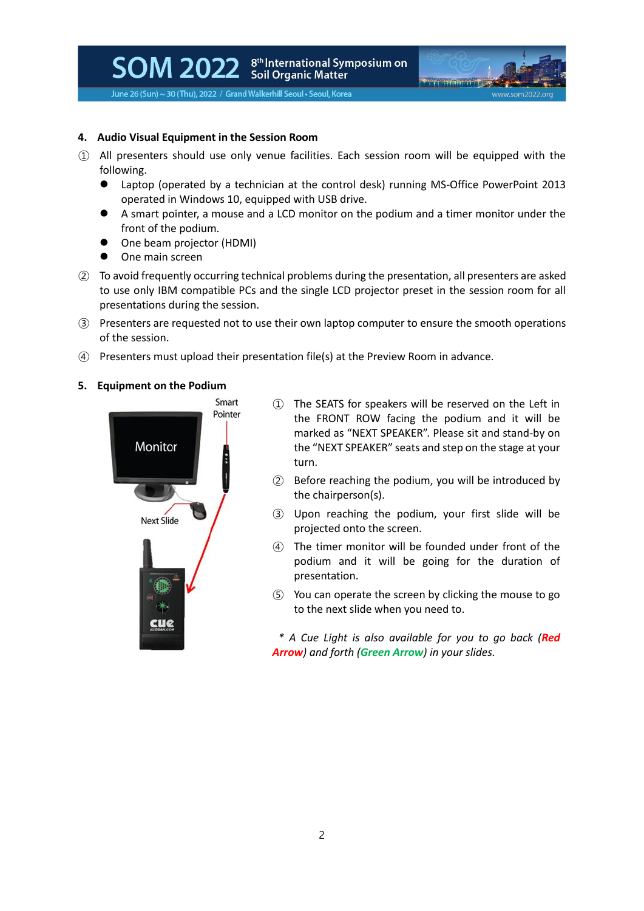## 4. Audio Visual Equipment in the Session Room

① All presenters should use only venue facilities. Each session room will be equipped with the following.

- Laptop (operated by a technician at the control desk) running MS-Office PowerPoint 2013 operated in Windows 10, equipped with USB drive.
- A smart pointer, a mouse and a LCD monitor on the podium and a timer monitor under the front of the podium.
- One beam projector (HDMI)
- One main screen

② To avoid frequently occurring technical problems during the presentation, all presenters are asked to use only IBM compatible PCs and the single LCD projector preset in the session room for all presentations during the session.

③ Presenters are requested not to use their own laptop computer to ensure the smooth operations of the session.

④ Presenters must upload their presentation file(s) at the Preview Room in advance.

## 5. Equipment on the Podium

Smart Pointer

Monitor

Next Slide

① The SEATS for speakers will be reserved on the Left in the FRONT ROW facing the podium and it will be marked as "NEXT SPEAKER". Please sit and stand-by on the "NEXT SPEAKER" seats and step on the stage at your turn.

② Before reaching the podium, you will be introduced by the chairperson(s).

③ Upon reaching the podium, your first slide will be projected onto the screen.

④ The timer monitor will be founded under front of the podium and it will be going for the duration of presentation.

⑤ You can operate the screen by clicking the mouse to go to the next slide when you need to.

*\* A Cue Light is also available for you to go back (**Red Arrow**) and forth (**Green Arrow**) in your slides.*